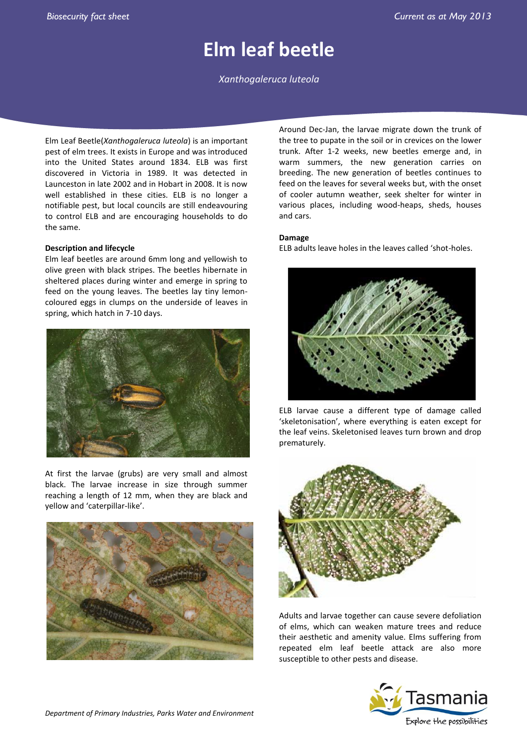# Elm leaf beetle

*Xanthogaleruca luteola*

Elm Leaf Beetle(*Xanthogaleruca luteola*) is an important pest of elm trees. It exists in Europe and was introduced into the United States around 1834. ELB was first discovered in Victoria in 1989. It was detected in Launceston in late 2002 and in Hobart in 2008. It is now well established in these cities. ELB is no longer a notifiable pest, but local councils are still endeavouring to control ELB and are encouraging households to do the same.

**Description and lifecycle**

Elm leaf beetles are around 6mm long and yellowish to olive green with black stripes. The beetles hibernate in sheltered places during winter and emerge in spring to feed on the young leaves. The beetles lay tiny lemon-coloured eggs in clumps on the underside of leaves in spring, which hatch in 7-10 days.

At first the larvae (grubs) are very small and almost black. The larvae increase in size through summer reaching a length of 12 mm, when they are black and yellow and 'caterpillar-like'.

Around Dec-Jan, the larvae migrate down the trunk of the tree to pupate in the soil or in crevices on the lower trunk. After 1-2 weeks, new beetles emerge and, in warm summers, the new generation carries on breeding. The new generation of beetles continues to feed on the leaves for several weeks but, with the onset of cooler autumn weather, seek shelter for winter in various places, including wood-heaps, sheds, houses and cars.

**Damage**

ELB adults leave holes in the leaves called 'shot-holes.

ELB larvae cause a different type of damage called 'skeletonisation', where everything is eaten except for the leaf veins. Skeletonised leaves turn brown and drop prematurely.

Adults and larvae together can cause severe defoliation of elms, which can weaken mature trees and reduce their aesthetic and amenity value. Elms suffering from repeated elm leaf beetle attack are also more susceptible to other pests and disease.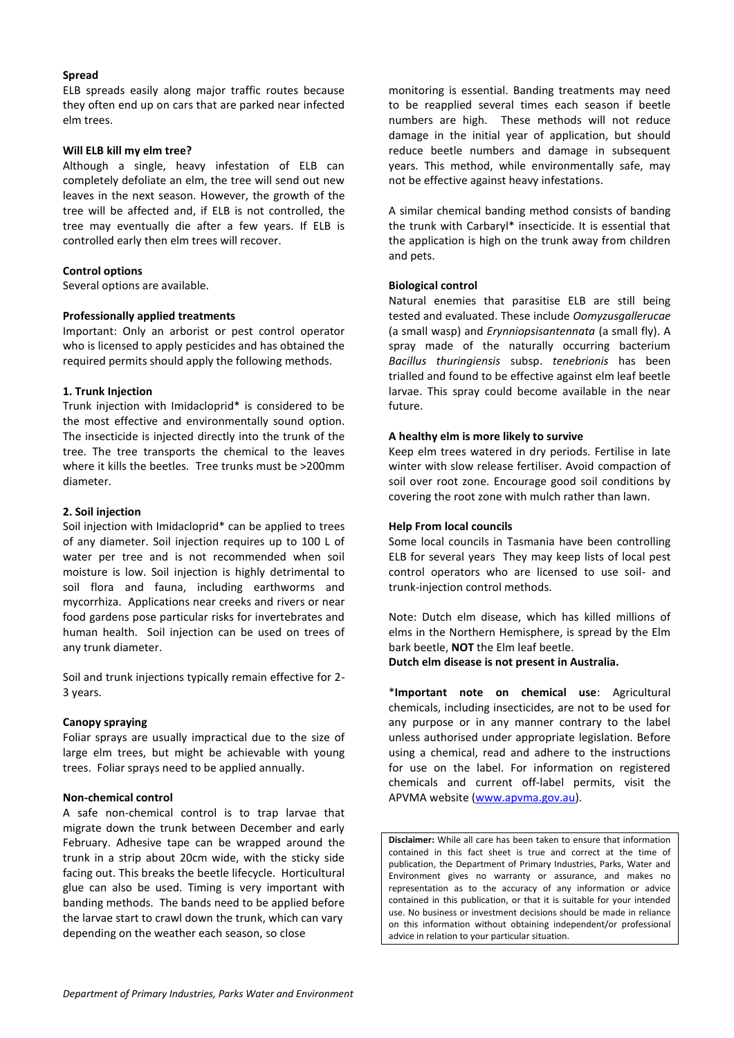**Spread**

ELB spreads easily along major traffic routes because they often end up on cars that are parked near infected elm trees.

**Will ELB kill my elm tree?**

Although a single, heavy infestation of ELB can completely defoliate an elm, the tree will send out new leaves in the next season. However, the growth of the tree will be affected and, if ELB is not controlled, the tree may eventually die after a few years. If ELB is controlled early then elm trees will recover.

**Control options**

Several options are available.

**Professionally applied treatments**

Important: Only an arborist or pest control operator who is licensed to apply pesticides and has obtained the required permits should apply the following methods.

**1. Trunk Injection**

Trunk injection with Imidacloprid* is considered to be the most effective and environmentally sound option. The insecticide is injected directly into the trunk of the tree. The tree transports the chemical to the leaves where it kills the beetles. Tree trunks must be >200mm diameter.

**2. Soil injection**

Soil injection with Imidacloprid* can be applied to trees of any diameter. Soil injection requires up to 100 L of water per tree and is not recommended when soil moisture is low. Soil injection is highly detrimental to soil flora and fauna, including earthworms and mycorrhiza. Applications near creeks and rivers or near food gardens pose particular risks for invertebrates and human health. Soil injection can be used on trees of any trunk diameter.

Soil and trunk injections typically remain effective for 2-3 years.

**Canopy spraying**

Foliar sprays are usually impractical due to the size of large elm trees, but might be achievable with young trees. Foliar sprays need to be applied annually.

**Non-chemical control**

A safe non-chemical control is to trap larvae that migrate down the trunk between December and early February. Adhesive tape can be wrapped around the trunk in a strip about 20cm wide, with the sticky side facing out. This breaks the beetle lifecycle. Horticultural glue can also be used. Timing is very important with banding methods. The bands need to be applied before the larvae start to crawl down the trunk, which can vary depending on the weather each season, so close monitoring is essential. Banding treatments may need to be reapplied several times each season if beetle numbers are high. These methods will not reduce damage in the initial year of application, but should reduce beetle numbers and damage in subsequent years. This method, while environmentally safe, may not be effective against heavy infestations.

A similar chemical banding method consists of banding the trunk with Carbaryl* insecticide. It is essential that the application is high on the trunk away from children and pets.

**Biological control**

Natural enemies that parasitise ELB are still being tested and evaluated. These include *Oomyzusgallerucae* (a small wasp) and *Erynniopsisantennata* (a small fly). A spray made of the naturally occurring bacterium *Bacillus thuringiensis* subsp. *tenebrionis* has been trialled and found to be effective against elm leaf beetle larvae. This spray could become available in the near future.

**A healthy elm is more likely to survive**

Keep elm trees watered in dry periods. Fertilise in late winter with slow release fertiliser. Avoid compaction of soil over root zone. Encourage good soil conditions by covering the root zone with mulch rather than lawn.

**Help From local councils**

Some local councils in Tasmania have been controlling ELB for several years They may keep lists of local pest control operators who are licensed to use soil- and trunk-injection control methods.

Note: Dutch elm disease, which has killed millions of elms in the Northern Hemisphere, is spread by the Elm bark beetle, **NOT** the Elm leaf beetle.
**Dutch elm disease is not present in Australia.**

***Important note on chemical use**: Agricultural chemicals, including insecticides, are not to be used for any purpose or in any manner contrary to the label unless authorised under appropriate legislation. Before using a chemical, read and adhere to the instructions for use on the label. For information on registered chemicals and current off-label permits, visit the APVMA website (www.apvma.gov.au).

**Disclaimer:** While all care has been taken to ensure that information contained in this fact sheet is true and correct at the time of publication, the Department of Primary Industries, Parks, Water and Environment gives no warranty or assurance, and makes no representation as to the accuracy of any information or advice contained in this publication, or that it is suitable for your intended use. No business or investment decisions should be made in reliance on this information without obtaining independent/or professional advice in relation to your particular situation.